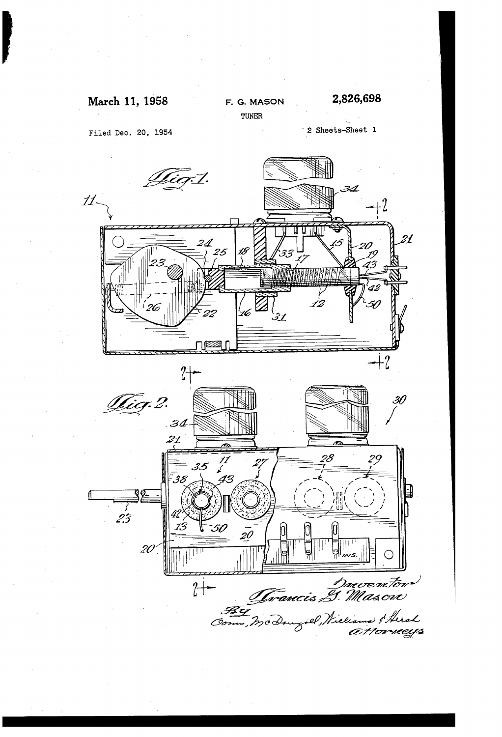March 11, 1958 F. G. MASON 2,826,698

TUNER

Filed Dec. 20, 1954 2 Sheets-Sheet 1

Fig. 1.

Fig. 2.

Inventor
Francis G. Mason
By
Como, McDougall, Williams & Hersh
Attorneys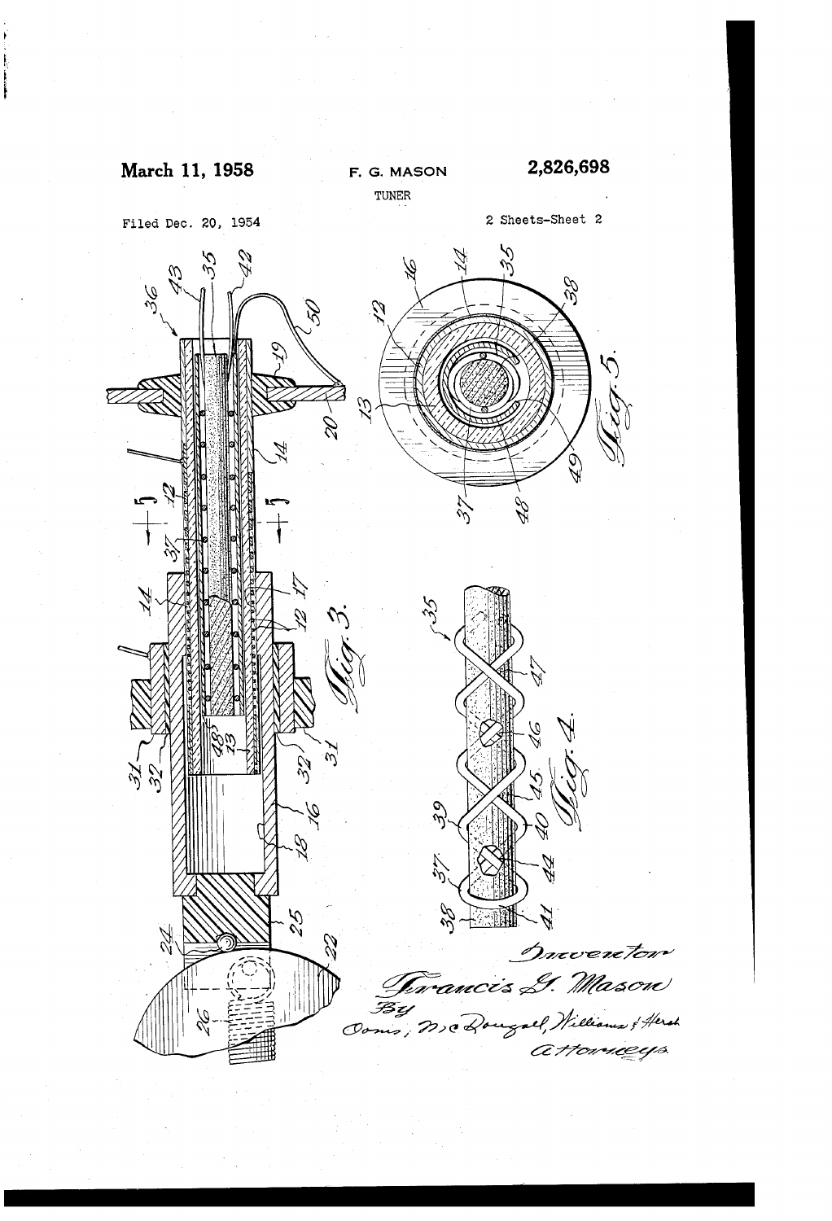March 11, 1958

F. G. MASON

2,826,698

TUNER

Filed Dec. 20, 1954

2 Sheets-Sheet 2

Fig. 3.

Fig. 4.

Fig. 5.

Inventor
Francis G. Mason
By
Dorn, McDougall, Williams & Hersh
Attorneys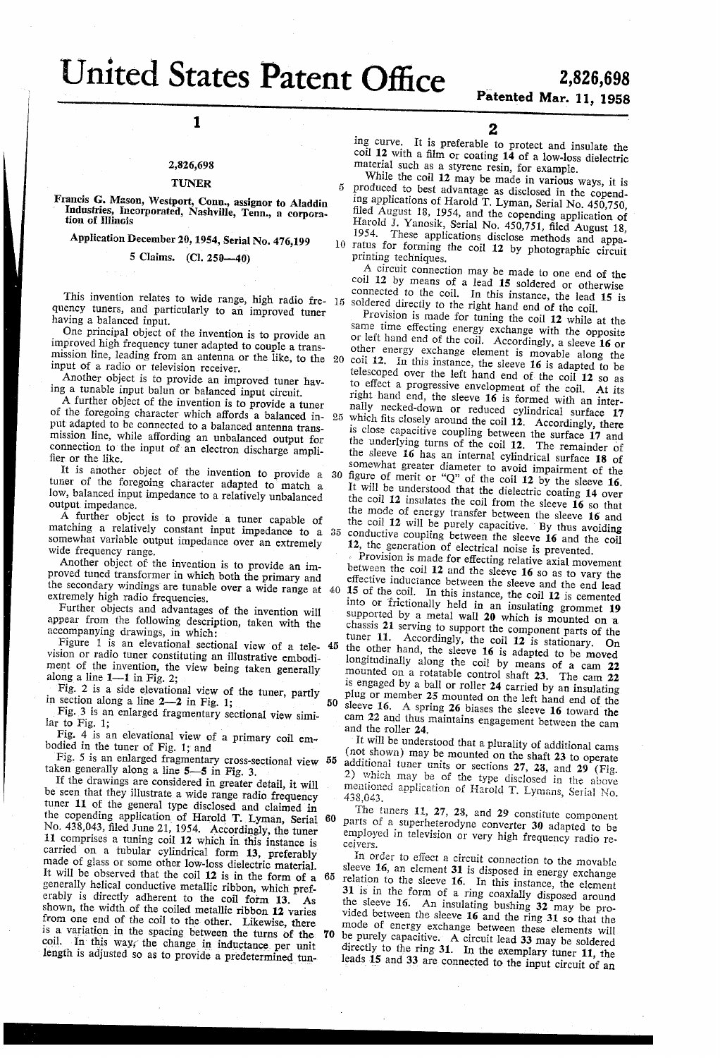# United States Patent Office

**2,826,698**

**Patented Mar. 11, 1958**

**2,826,698**

## TUNER

Francis G. Mason, Westport, Conn., assignor to Aladdin Industries, Incorporated, Nashville, Tenn., a corporation of Illinois

Application December 20, 1954, Serial No. 476,199

5 Claims. (Cl. 250—40)

This invention relates to wide range, high radio frequency tuners, and particularly to an improved tuner having a balanced input.

One principal object of the invention is to provide an improved high frequency tuner adapted to couple a transmission line, leading from an antenna or the like, to the input of a radio or television receiver.

Another object is to provide an improved tuner having a tunable input balun or balanced input circuit.

A further object of the invention is to provide a tuner of the foregoing character which affords a balanced input adapted to be connected to a balanced antenna transmission line, while affording an unbalanced output for connection to the input of an electron discharge amplifier or the like.

It is another object of the invention to provide a tuner of the foregoing character adapted to match a low, balanced input impedance to a relatively unbalanced output impedance.

A further object is to provide a tuner capable of matching a relatively constant input impedance to a somewhat variable output impedance over an extremely wide frequency range.

Another object of the invention is to provide an improved tuned transformer in which both the primary and the secondary windings are tunable over a wide range at extremely high radio frequencies.

Further objects and advantages of the invention will appear from the following description, taken with the accompanying drawings, in which:

Figure 1 is an elevational sectional view of a television or radio tuner constituting an illustrative embodiment of the invention, the view being taken generally along a line 1—1 in Fig. 2;

Fig. 2 is a side elevational view of the tuner, partly in section along a line 2—2 in Fig. 1;

Fig. 3 is an enlarged fragmentary sectional view similar to Fig. 1;

Fig. 4 is an elevational view of a primary coil embodied in the tuner of Fig. 1; and

Fig. 5 is an enlarged fragmentary cross-sectional view taken generally along a line 5—5 in Fig. 3.

If the drawings are considered in greater detail, it will be seen that they illustrate a wide range radio frequency tuner 11 of the general type disclosed and claimed in the copending application of Harold T. Lyman, Serial No. 438,043, filed June 21, 1954. Accordingly, the tuner 11 comprises a tuning coil 12 which in this instance is carried on a tubular cylindrical form 13, preferably made of glass or some other low-loss dielectric material. It will be observed that the coil 12 is in the form of a generally helical conductive metallic ribbon, which preferably is directly adherent to the coil form 13. As shown, the width of the coiled metallic ribbon 12 varies from one end of the coil to the other. Likewise, there is a variation in the spacing between the turns of the coil. In this way, the change in inductance per unit length is adjusted so as to provide a predetermined tuning curve. It is preferable to protect and insulate the coil 12 with a film or coating 14 of a low-loss dielectric material such as a styrene resin, for example.

While the coil 12 may be made in various ways, it is produced to best advantage as disclosed in the copending applications of Harold T. Lyman, Serial No. 450,750, filed August 18, 1954, and the copending application of Harold J. Yanosik, Serial No. 450,751, filed August 18, 1954. These applications disclose methods and apparatus for forming the coil 12 by photographic circuit printing techniques.

A circuit connection may be made to one end of the coil 12 by means of a lead 15 soldered or otherwise connected to the coil. In this instance, the lead 15 is soldered directly to the right hand end of the coil.

Provision is made for tuning the coil 12 while at the same time effecting energy exchange with the opposite or left hand end of the coil. Accordingly, a sleeve 16 or other energy exchange element is movable along the coil 12. In this instance, the sleeve 16 is adapted to be telescoped over the left hand end of the coil 12 so as to effect a progressive envelopment of the coil. At its right hand end, the sleeve 16 is formed with an internally necked-down or reduced cylindrical surface 17 which fits closely around the coil 12. Accordingly, there is close capacitive coupling between the surface 17 and the underlying turns of the coil 12. The remainder of the sleeve 16 has an internal cylindrical surface 18 of somewhat greater diameter to avoid impairment of the figure of merit or "Q" of the coil 12 by the sleeve 16. It will be understood that the dielectric coating 14 over the coil 12 insulates the coil from the sleeve 16 so that the mode of energy transfer between the sleeve 16 and the coil 12 will be purely capacitive. By thus avoiding conductive coupling between the sleeve 16 and the coil 12, the generation of electrical noise is prevented.

Provision is made for effecting relative axial movement between the coil 12 and the sleeve 16 so as to vary the effective inductance between the sleeve and the end lead 15 of the coil. In this instance, the coil 12 is cemented into or frictionally held in an insulating grommet 19 supported by a metal wall 20 which is mounted on a chassis 21 serving to support the component parts of the tuner 11. Accordingly, the coil 12 is stationary. On the other hand, the sleeve 16 is adapted to be moved longitudinally along the coil by means of a cam 22 mounted on a rotatable control shaft 23. The cam 22 is engaged by a ball or roller 24 carried by an insulating plug or member 25 mounted on the left hand end of the sleeve 16. A spring 26 biases the sleeve 16 toward the cam 22 and thus maintains engagement between the cam and the roller 24.

It will be understood that a plurality of additional cams (not shown) may be mounted on the shaft 23 to operate additional tuner units or sections 27, 28, and 29 (Fig. 2) which may be of the type disclosed in the above mentioned application of Harold T. Lymans, Serial No. 438,043.

The tuners 11, 27, 28, and 29 constitute component parts of a superheterodyne converter 30 adapted to be employed in television or very high frequency radio receivers.

In order to effect a circuit connection to the movable sleeve 16, an element 31 is disposed in energy exchange relation to the sleeve 16. In this instance, the element 31 is in the form of a ring coaxially disposed around the sleeve 16. An insulating bushing 32 may be provided between the sleeve 16 and the ring 31 so that the mode of energy exchange between these elements will be purely capacitive. A circuit lead 33 may be soldered directly to the ring 31. In the exemplary tuner 11, the leads 15 and 33 are connected to the input circuit of an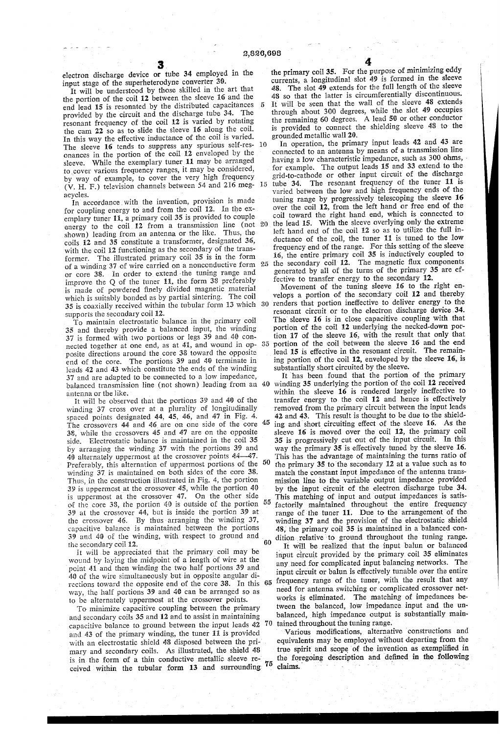electron discharge device or tube 34 employed in the input stage of the superheterodyne converter 30.

It will be understood by those skilled in the art that the portion of the coil 12 between the sleeve 16 and the end lead 15 is resonated by the distributed capacitances provided by the circuit and the discharge tube 34. The resonant frequency of the coil 12 is varied by rotating the cam 22 so as to slide the sleeve 16 along the coil. In this way the effective inductance of the coil is varied. The sleeve 16 tends to suppress any spurious self-resonances in the portion of the coil 12 enveloped by the sleeve. While the exemplary tuner 11 may be arranged to cover various frequency ranges, it may be considered, by way of example, to cover the very high frequency (V. H. F.) television channels between 54 and 216 megacycles.

In accordance with the invention, provision is made for coupling energy to and from the coil 12. In the exemplary tuner 11, a primary coil 35 is provided to couple energy to the coil 12 from a transmission line (not shown) leading from an antenna or the like. Thus, the coils 12 and 35 constitute a transformer, designated 36, with the coil 12 functioning as the secondary of the transformer. The illustrated primary coil 35 is in the form of a winding 37 of wire carried on a nonconductive form or core 38. In order to extend the tuning range and improve the Q of the tuner 11, the form 38 preferably is made of powdered finely divided magnetic material which is suitably bonded as by partial sintering. The coil 35 is coaxially received within the tubular form 13 which supports the secondary coil 12.

To maintain electrostatic balance in the primary coil 35 and thereby provide a balanced input, the winding 37 is formed with two portions or legs 39 and 40 connected together at one end, as at 41, and wound in opposite directions around the core 38 toward the opposite end of the core. The portions 39 and 40 terminate in leads 42 and 43 which constitute the ends of the winding 37 and are adapted to be connected to a low impedance, balanced transmission line (not shown) leading from an antenna or the like.

It will be observed that the portions 39 and 40 of the winding 37 cross over at a plurality of longitudinally spaced points designated 44, 45, 46, and 47 in Fig. 4. The crossovers 44 and 46 are on one side of the core 38, while the crossovers 45 and 47 are on the opposite side. Electrostatic balance is maintained in the coil 35 by arranging the winding 37 with the portions 39 and 40 alternately uppermost at the crossover points 44—47. Preferably, this alternation of uppermost portions of the winding 37 is maintained on both sides of the core 38. Thus, in the construction illustrated in Fig. 4, the portion 39 is uppermost at the crossover 45, while the portion 40 is uppermost at the crossover 47. On the other side of the core 38, the portion 40 is outside of the portion 39 at the crossover 44, but is inside the portion 39 at the crossover 46. By thus arranging the winding 37, capacitive balance is maintained between the portions 39 and 40 of the winding, with respect to ground and the secondary coil 12.

It will be appreciated that the primary coil may be wound by laying the midpoint of a length of wire at the point 41 and then winding the two half portions 39 and 40 of the wire simultaneously but in opposite angular directions toward the opposite end of the core 38. In this way, the half portions 39 and 40 can be arranged so as to be alternately uppermost at the crossover points.

To minimize capacitive coupling between the primary and secondary coils 35 and 12 and to assist in maintaining capacitive balance to ground between the input leads 42 and 43 of the primary winding, the tuner 11 is provided with an electrostatic shield 48 disposed between the primary and secondary coils. As illustrated, the shield 48 is in the form of a thin conductive metallic sleeve received within the tubular form 13 and surrounding the primary coil 35. For the purpose of minimizing eddy currents, a longitudinal slot 49 is formed in the sleeve 48. The slot 49 extends for the full length of the sleeve 48 so that the latter is circumferentially discontinuous. It will be seen that the wall of the sleeve 48 extends through about 300 degrees, while the slot 49 occupies the remaining 60 degrees. A lead 50 or other conductor is provided to connect the shielding sleeve 48 to the grounded metallic wall 20.

In operation, the primary input leads 42 and 43 are connected to an antenna by means of a transmission line having a low characteristic impedance, such as 300 ohms, for example. The output leads 15 and 33 extend to the grid-to-cathode or other input circuit of the discharge tube 34. The resonant frequency of the tuner 11 is varied between the low and high frequency ends of the tuning range by progressively telescoping the sleeve 16 over the coil 12, from the left hand or free end of the coil toward the right hand end, which is connected to the lead 15. With the sleeve overlying only the extreme left hand end of the coil 12 so as to utilize the full inductance of the coil, the tuner 11 is tuned to the low frequency end of the range. For this setting of the sleeve 16, the entire primary coil 35 is inductively coupled to the secondary coil 12. The magnetic flux components generated by all of the turns of the primary 35 are effective to transfer energy to the secondary 12.

Movement of the tuning sleeve 16 to the right envelops a portion of the secondary coil 12 and thereby renders that portion ineffective to deliver energy to the resonant circuit or to the electron discharge device 34. The sleeve 16 is in close capacitive coupling with that portion of the coil 12 underlying the necked-down portion 17 of the sleeve 16, with the result that only that portion of the coil between the sleeve 16 and the end lead 15 is effective in the resonant circuit. The remaining portion of the coil 12, enveloped by the sleeve 16, is substantially short circuited by the sleeve.

It has been found that the portion of the primary winding 35 underlying the portion of the coil 12 received within the sleeve 16 is rendered largely ineffective to transfer energy to the coil 12 and hence is effectively removed from the primary circuit between the input leads 42 and 43. This result is thought to be due to the shielding and short circuiting effect of the sleeve 16. As the sleeve 16 is moved over the coil 12, the primary coil 35 is progressively cut out of the input circuit. In this way the primary 35 is effectively tuned by the sleeve 16. This has the advantage of maintaining the turns ratio of the primary 35 to the secondary 12 at a value such as to match the constant input impedance of the antenna transmission line to the variable output impedance provided by the input circuit of the electron discharge tube 34. This matching of input and output impedances is satisfactorily maintained throughout the entire frequency range of the tuner 11. Due to the arrangement of the winding 37 and the provision of the electrostatic shield 48, the primary coil 35 is maintained in a balanced condition relative to ground throughout the tuning range.

It will be realized that the input balun or balanced input circuit provided by the primary coil 35 eliminates any need for complicated input balancing networks. The input circuit or balun is effectively tunable over the entire frequency range of the tuner, with the result that any need for antenna switching or complicated crossover networks is eliminated. The matching of impedances between the balanced, low impedance input and the unbalanced, high impedance output is substantially maintained throughout the tuning range.

Various modifications, alternative constructions and equivalents may be employed without departing from the true spirit and scope of the invention as exemplified in the foregoing description and defined in the following claims.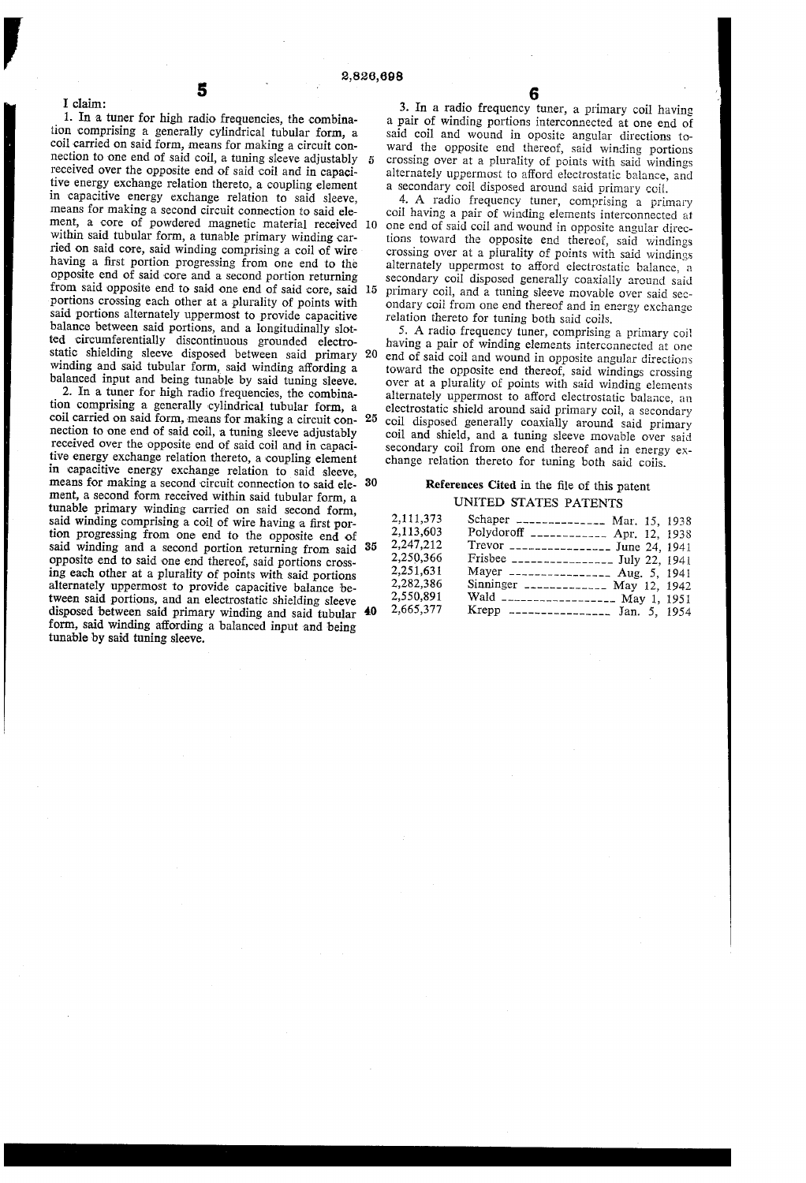I claim:

1. In a tuner for high radio frequencies, the combination comprising a generally cylindrical tubular form, a coil carried on said form, means for making a circuit connection to one end of said coil, a tuning sleeve adjustably received over the opposite end of said coil and in capacitive energy exchange relation thereto, a coupling element in capacitive energy exchange relation to said sleeve, means for making a second circuit connection to said element, a core of powdered magnetic material received within said tubular form, a tunable primary winding carried on said core, said winding comprising a coil of wire having a first portion progressing from one end to the opposite end of said core and a second portion returning from said opposite end to said one end of said core, said portions crossing each other at a plurality of points with said portions alternately uppermost to provide capacitive balance between said portions, and a longitudinally slotted circumferentially discontinuous grounded electrostatic shielding sleeve disposed between said primary winding and said tubular form, said winding affording a balanced input and being tunable by said tuning sleeve.

2. In a tuner for high radio frequencies, the combination comprising a generally cylindrical tubular form, a coil carried on said form, means for making a circuit connection to one end of said coil, a tuning sleeve adjustably received over the opposite end of said coil and in capacitive energy exchange relation thereto, a coupling element in capacitive energy exchange relation to said sleeve, means for making a second circuit connection to said element, a second form received within said tubular form, a tunable primary winding carried on said second form, said winding comprising a coil of wire having a first portion progressing from one end to the opposite end of said winding and a second portion returning from said opposite end to said one end thereof, said portions crossing each other at a plurality of points with said portions alternately uppermost to provide capacitive balance between said portions, and an electrostatic shielding sleeve disposed between said primary winding and said tubular form, said winding affording a balanced input and being tunable by said tuning sleeve.

3. In a radio frequency tuner, a primary coil having a pair of winding portions interconnected at one end of said coil and wound in oposite angular directions toward the opposite end thereof, said winding portions crossing over at a plurality of points with said windings alternately uppermost to afford electrostatic balance, and a secondary coil disposed around said primary coil.

4. A radio frequency tuner, comprising a primary coil having a pair of winding elements interconnected at one end of said coil and wound in opposite angular directions toward the opposite end thereof, said windings crossing over at a plurality of points with said windings alternately uppermost to afford electrostatic balance, a secondary coil disposed generally coaxially around said primary coil, and a tuning sleeve movable over said secondary coil from one end thereof and in energy exchange relation thereto for tuning both said coils.

5. A radio frequency tuner, comprising a primary coil having a pair of winding elements interconnected at one end of said coil and wound in opposite angular directions toward the opposite end thereof, said windings crossing over at a plurality of points with said winding elements alternately uppermost to afford electrostatic balance, an electrostatic shield around said primary coil, a secondary coil disposed generally coaxially around said primary coil and shield, and a tuning sleeve movable over said secondary coil from one end thereof and in energy exchange relation thereto for tuning both said coils.

## References Cited in the file of this patent

### UNITED STATES PATENTS

| | | |
|---|---|---|
| 2,111,373 | Schaper | Mar. 15, 1938 |
| 2,113,603 | Polydoroff | Apr. 12, 1938 |
| 2,247,212 | Trevor | June 24, 1941 |
| 2,250,366 | Frisbee | July 22, 1941 |
| 2,251,631 | Mayer | Aug. 5, 1941 |
| 2,282,386 | Sinninger | May 12, 1942 |
| 2,550,891 | Wald | May 1, 1951 |
| 2,665,377 | Krepp | Jan. 5, 1954 |